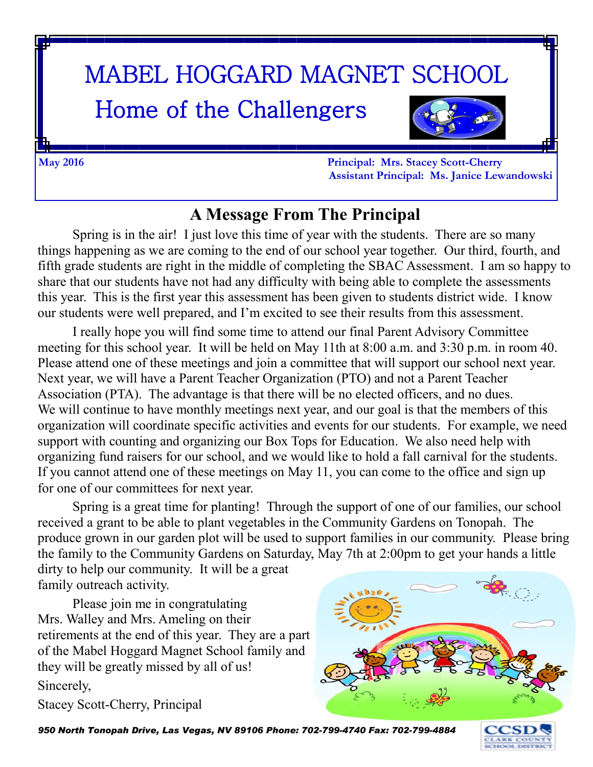# MABEL HOGGARD MAGNET SCHOOL

## Home of the Challengers

**May 2016**

**Principal: Mrs. Stacey Scott-Cherry**
**Assistant Principal: Ms. Janice Lewandowski**

## A Message From The Principal

Spring is in the air! I just love this time of year with the students. There are so many things happening as we are coming to the end of our school year together. Our third, fourth, and fifth grade students are right in the middle of completing the SBAC Assessment. I am so happy to share that our students have not had any difficulty with being able to complete the assessments this year. This is the first year this assessment has been given to students district wide. I know our students were well prepared, and I'm excited to see their results from this assessment.

I really hope you will find some time to attend our final Parent Advisory Committee meeting for this school year. It will be held on May 11th at 8:00 a.m. and 3:30 p.m. in room 40. Please attend one of these meetings and join a committee that will support our school next year. Next year, we will have a Parent Teacher Organization (PTO) and not a Parent Teacher Association (PTA). The advantage is that there will be no elected officers, and no dues. We will continue to have monthly meetings next year, and our goal is that the members of this organization will coordinate specific activities and events for our students. For example, we need support with counting and organizing our Box Tops for Education. We also need help with organizing fund raisers for our school, and we would like to hold a fall carnival for the students. If you cannot attend one of these meetings on May 11, you can come to the office and sign up for one of our committees for next year.

Spring is a great time for planting! Through the support of one of our families, our school received a grant to be able to plant vegetables in the Community Gardens on Tonopah. The produce grown in our garden plot will be used to support families in our community. Please bring the family to the Community Gardens on Saturday, May 7th at 2:00pm to get your hands a little dirty to help our community. It will be a great family outreach activity.

Please join me in congratulating Mrs. Walley and Mrs. Ameling on their retirements at the end of this year. They are a part of the Mabel Hoggard Magnet School family and they will be greatly missed by all of us!

Sincerely,

Stacey Scott-Cherry, Principal

*950 North Tonopah Drive, Las Vegas, NV 89106 Phone: 702-799-4740 Fax: 702-799-4884*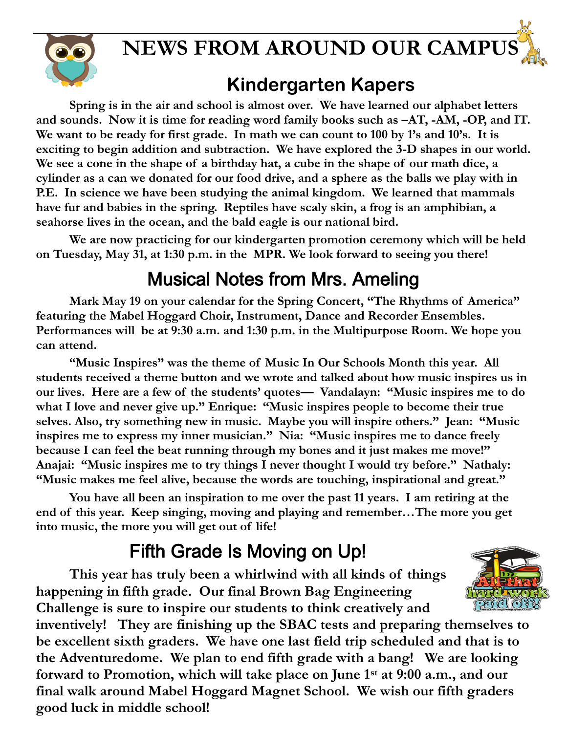# NEWS FROM AROUND OUR CAMPUS

## Kindergarten Kapers

**Spring is in the air and school is almost over. We have learned our alphabet letters and sounds. Now it is time for reading word family books such as –AT, -AM, -OP, and IT. We want to be ready for first grade. In math we can count to 100 by 1's and 10's. It is exciting to begin addition and subtraction. We have explored the 3-D shapes in our world. We see a cone in the shape of a birthday hat, a cube in the shape of our math dice, a cylinder as a can we donated for our food drive, and a sphere as the balls we play with in P.E. In science we have been studying the animal kingdom. We learned that mammals have fur and babies in the spring. Reptiles have scaly skin, a frog is an amphibian, a seahorse lives in the ocean, and the bald eagle is our national bird.**

**We are now practicing for our kindergarten promotion ceremony which will be held on Tuesday, May 31, at 1:30 p.m. in the MPR. We look forward to seeing you there!**

## Musical Notes from Mrs. Ameling

**Mark May 19 on your calendar for the Spring Concert, "The Rhythms of America" featuring the Mabel Hoggard Choir, Instrument, Dance and Recorder Ensembles. Performances will be at 9:30 a.m. and 1:30 p.m. in the Multipurpose Room. We hope you can attend.**

**"Music Inspires" was the theme of Music In Our Schools Month this year. All students received a theme button and we wrote and talked about how music inspires us in our lives. Here are a few of the students' quotes— Vandalayn: "Music inspires me to do what I love and never give up." Enrique: "Music inspires people to become their true selves. Also, try something new in music. Maybe you will inspire others." Jean: "Music inspires me to express my inner musician." Nia: "Music inspires me to dance freely because I can feel the beat running through my bones and it just makes me move!" Anajai: "Music inspires me to try things I never thought I would try before." Nathaly: "Music makes me feel alive, because the words are touching, inspirational and great."**

**You have all been an inspiration to me over the past 11 years. I am retiring at the end of this year. Keep singing, moving and playing and remember…The more you get into music, the more you will get out of life!**

## Fifth Grade Is Moving on Up!

**This year has truly been a whirlwind with all kinds of things happening in fifth grade. Our final Brown Bag Engineering Challenge is sure to inspire our students to think creatively and inventively! They are finishing up the SBAC tests and preparing themselves to be excellent sixth graders. We have one last field trip scheduled and that is to the Adventuredome. We plan to end fifth grade with a bang! We are looking forward to Promotion, which will take place on June 1st at 9:00 a.m., and our final walk around Mabel Hoggard Magnet School. We wish our fifth graders good luck in middle school!**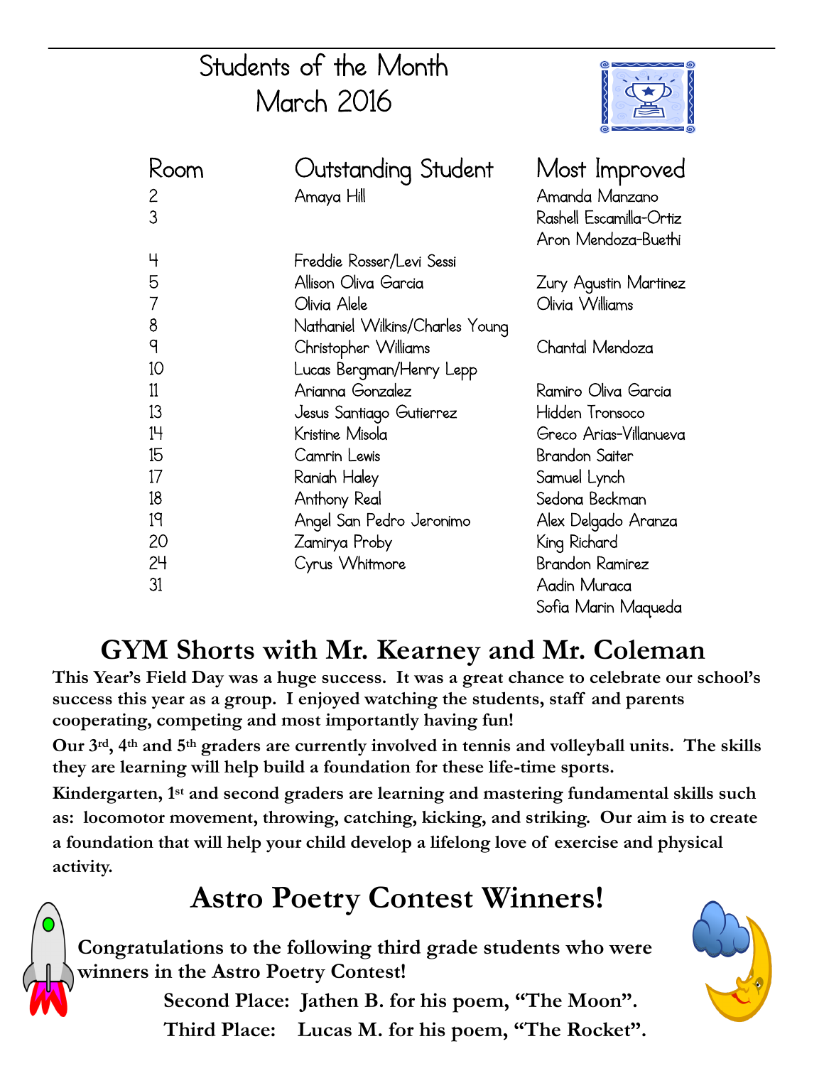# Students of the Month
# March 2016

| Room | Outstanding Student | Most Improved |
|---|---|---|
| 2 | Amaya Hill | Amanda Manzano |
| 3 | | Rashell Escamilla-Ortiz<br>Aron Mendoza-Buethi |
| 4 | Freddie Rosser/Levi Sessi | |
| 5 | Allison Oliva Garcia | Zury Agustin Martinez |
| 7 | Olivia Alele | Olivia Williams |
| 8 | Nathaniel Wilkins/Charles Young | |
| 9 | Christopher Williams | Chantal Mendoza |
| 10 | Lucas Bergman/Henry Lepp | |
| 11 | Arianna Gonzalez | Ramiro Oliva Garcia |
| 13 | Jesus Santiago Gutierrez | Hidden Tronsoco |
| 14 | Kristine Misola | Greco Arias-Villanueva |
| 15 | Camrin Lewis | Brandon Saiter |
| 17 | Raniah Haley | Samuel Lynch |
| 18 | Anthony Real | Sedona Beckman |
| 19 | Angel San Pedro Jeronimo | Alex Delgado Aranza |
| 20 | Zamirya Proby | King Richard |
| 24 | Cyrus Whitmore | Brandon Ramirez |
| 31 | | Aadin Muraca<br>Sofia Marin Maqueda |

## GYM Shorts with Mr. Kearney and Mr. Coleman

**This Year's Field Day was a huge success. It was a great chance to celebrate our school's success this year as a group. I enjoyed watching the students, staff and parents cooperating, competing and most importantly having fun!**

**Our 3rd, 4th and 5th graders are currently involved in tennis and volleyball units. The skills they are learning will help build a foundation for these life-time sports.**

**Kindergarten, 1st and second graders are learning and mastering fundamental skills such as: locomotor movement, throwing, catching, kicking, and striking. Our aim is to create a foundation that will help your child develop a lifelong love of exercise and physical activity.**

## Astro Poetry Contest Winners!

**Congratulations to the following third grade students who were winners in the Astro Poetry Contest!**

**Second Place: Jathen B. for his poem, "The Moon".**

**Third Place: Lucas M. for his poem, "The Rocket".**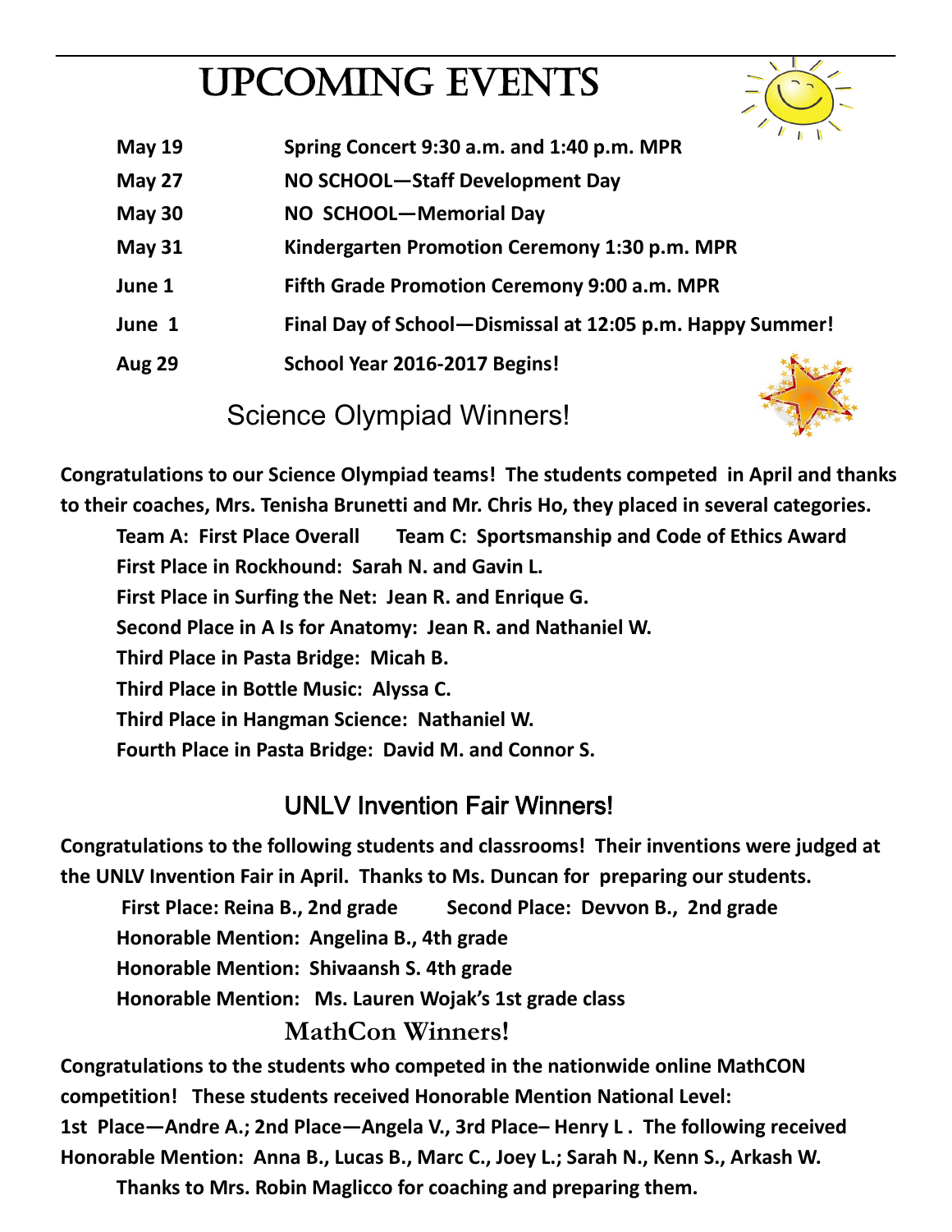# Upcoming Events

| | |
|---|---|
| **May 19** | **Spring Concert 9:30 a.m. and 1:40 p.m. MPR** |
| **May 27** | **NO SCHOOL—Staff Development Day** |
| **May 30** | **NO SCHOOL—Memorial Day** |
| **May 31** | **Kindergarten Promotion Ceremony 1:30 p.m. MPR** |
| **June 1** | **Fifth Grade Promotion Ceremony 9:00 a.m. MPR** |
| **June 1** | **Final Day of School—Dismissal at 12:05 p.m. Happy Summer!** |
| **Aug 29** | **School Year 2016-2017 Begins!** |

## Science Olympiad Winners!

**Congratulations to our Science Olympiad teams! The students competed in April and thanks to their coaches, Mrs. Tenisha Brunetti and Mr. Chris Ho, they placed in several categories.**

**Team A: First Place Overall**

**Team C: Sportsmanship and Code of Ethics Award**

**First Place in Rockhound: Sarah N. and Gavin L.**

**First Place in Surfing the Net: Jean R. and Enrique G.**

**Second Place in A Is for Anatomy: Jean R. and Nathaniel W.**

**Third Place in Pasta Bridge: Micah B.**

**Third Place in Bottle Music: Alyssa C.**

**Third Place in Hangman Science: Nathaniel W.**

**Fourth Place in Pasta Bridge: David M. and Connor S.**

## UNLV Invention Fair Winners!

**Congratulations to the following students and classrooms! Their inventions were judged at the UNLV Invention Fair in April. Thanks to Ms. Duncan for preparing our students.**

**First Place: Reina B., 2nd grade**

**Second Place: Devvon B., 2nd grade**

**Honorable Mention: Angelina B., 4th grade**

**Honorable Mention: Shivaansh S. 4th grade**

**Honorable Mention: Ms. Lauren Wojak's 1st grade class**

## MathCon Winners!

**Congratulations to the students who competed in the nationwide online MathCON competition! These students received Honorable Mention National Level: 1st Place—Andre A.; 2nd Place—Angela V., 3rd Place– Henry L . The following received Honorable Mention: Anna B., Lucas B., Marc C., Joey L.; Sarah N., Kenn S., Arkash W.**

**Thanks to Mrs. Robin Maglicco for coaching and preparing them.**